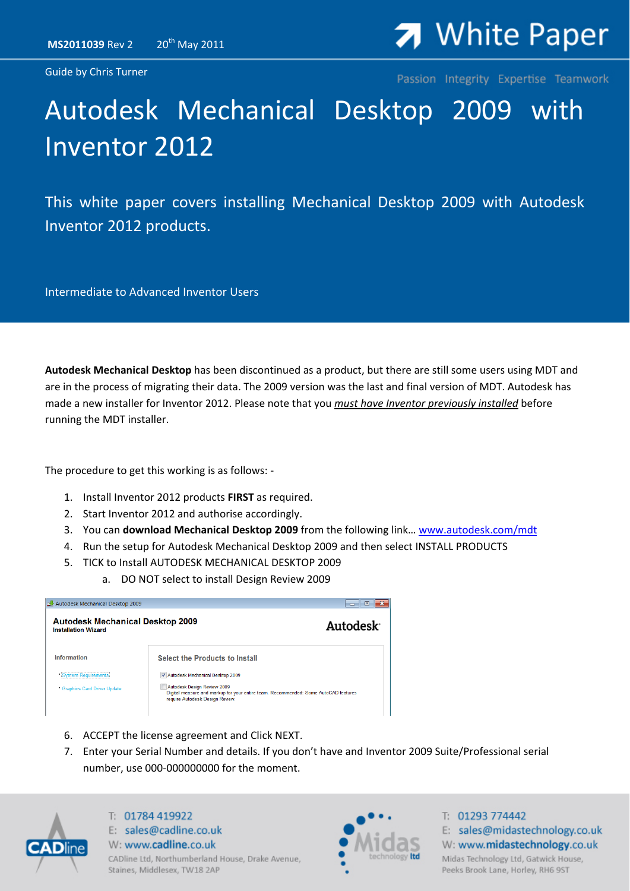MS2011039 Rev 2    20th May 2011

White Paper

Guide by Chris Turner

Passion Integrity Expertise Teamwork

# Autodesk Mechanical Desktop 2009 with Inventor 2012

This white paper covers installing Mechanical Desktop 2009 with Autodesk Inventor 2012 products.

Intermediate to Advanced Inventor Users

**Autodesk Mechanical Desktop** has been discontinued as a product, but there are still some users using MDT and are in the process of migrating their data. The 2009 version was the last and final version of MDT. Autodesk has made a new installer for Inventor 2012. Please note that you ***must have Inventor previously installed*** before running the MDT installer.

The procedure to get this working is as follows: -

1. Install Inventor 2012 products **FIRST** as required.
2. Start Inventor 2012 and authorise accordingly.
3. You can **download Mechanical Desktop 2009** from the following link… www.autodesk.com/mdt
4. Run the setup for Autodesk Mechanical Desktop 2009 and then select INSTALL PRODUCTS
5. TICK to Install AUTODESK MECHANICAL DESKTOP 2009
   a. DO NOT select to install Design Review 2009

Autodesk Mechanical Desktop 2009
Autodesk Mechanical Desktop 2009
Installation Wizard
Autodesk
Information
• System Requirements
• Graphics Card Driver Update
Select the Products to Install
☑ Autodesk Mechanical Desktop 2009
☐ Autodesk Design Review 2009
Digital measure and markup for your entire team. Recommended: Some AutoCAD features require Autodesk Design Review.

6. ACCEPT the license agreement and Click NEXT.
7. Enter your Serial Number and details. If you don't have and Inventor 2009 Suite/Professional serial number, use 000-000000000 for the moment.

T: 01784 419922
E: sales@cadline.co.uk
W: www.cadline.co.uk
CADline Ltd, Northumberland House, Drake Avenue, Staines, Middlesex, TW18 2AP

T: 01293 774442
E: sales@midastechnology.co.uk
W: www.midastechnology.co.uk
Midas Technology Ltd, Gatwick House, Peeks Brook Lane, Horley, RH6 9ST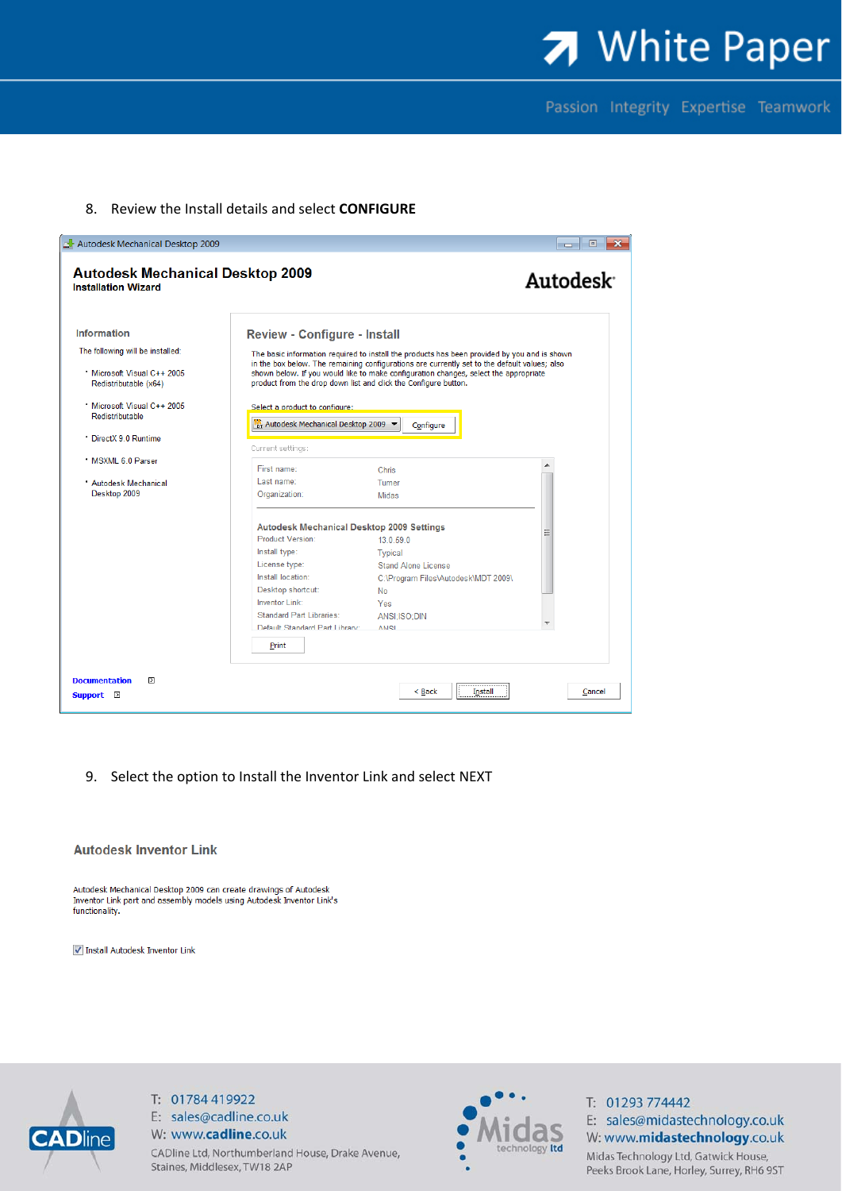8. Review the Install details and select **CONFIGURE**

Autodesk Mechanical Desktop 2009

**Autodesk Mechanical Desktop 2009**
**Installation Wizard**

Autodesk

Information

The following will be installed:

- Microsoft Visual C++ 2005 Redistributable (x64)
- Microsoft Visual C++ 2005 Redistributable
- DirectX 9.0 Runtime
- MSXML 6.0 Parser
- Autodesk Mechanical Desktop 2009

Review - Configure - Install

The basic information required to install the products has been provided by you and is shown in the box below. The remaining configurations are currently set to the default values; also shown below. If you would like to make configuration changes, select the appropriate product from the drop down list and click the Configure button.

Select a product to configure:

Autodesk Mechanical Desktop 2009 | Configure

Current settings:

| | |
|---|---|
| First name: | Chris |
| Last name: | Turner |
| Organization: | Midas |

**Autodesk Mechanical Desktop 2009 Settings**

| | |
|---|---|
| Product Version: | 13.0.59.0 |
| Install type: | Typical |
| License type: | Stand Alone License |
| Install location: | C:\Program Files\Autodesk\MDT 2009\ |
| Desktop shortcut: | No |
| Inventor Link: | Yes |
| Standard Part Libraries: | ANSI,ISO,DIN |
| Default Standard Part Library: | ANSI |

Print

Documentation | Support | < Back | Install | Cancel

9. Select the option to Install the Inventor Link and select NEXT

**Autodesk Inventor Link**

Autodesk Mechanical Desktop 2009 can create drawings of Autodesk Inventor Link part and assembly models using Autodesk Inventor Link's functionality.

☑ Install Autodesk Inventor Link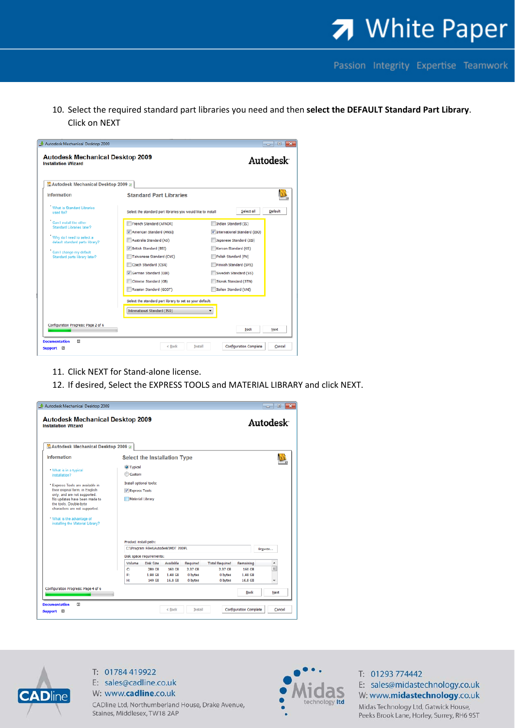10. Select the required standard part libraries you need and then **select the DEFAULT Standard Part Library**. Click on NEXT

11. Click NEXT for Stand-alone license.
12. If desired, Select the EXPRESS TOOLS and MATERIAL LIBRARY and click NEXT.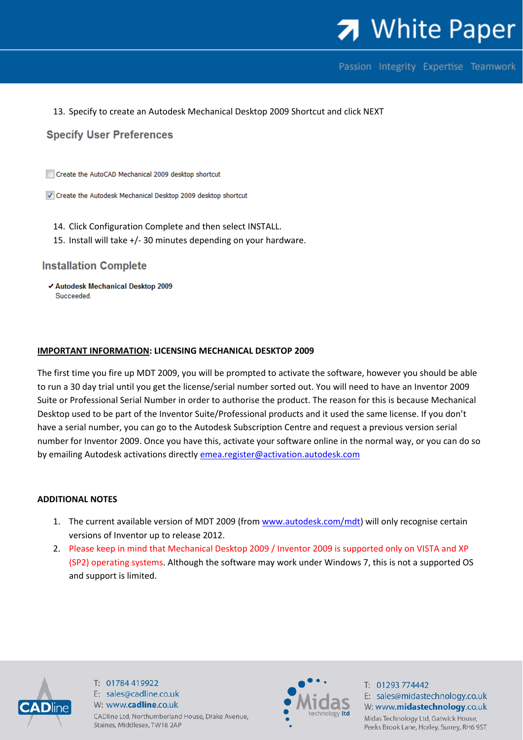13. Specify to create an Autodesk Mechanical Desktop 2009 Shortcut and click NEXT

**Specify User Preferences**

- [ ] Create the AutoCAD Mechanical 2009 desktop shortcut
- [x] Create the Autodesk Mechanical Desktop 2009 desktop shortcut

14. Click Configuration Complete and then select INSTALL.
15. Install will take +/- 30 minutes depending on your hardware.

**Installation Complete**

✔ **Autodesk Mechanical Desktop 2009**
Succeeded.

**IMPORTANT INFORMATION: LICENSING MECHANICAL DESKTOP 2009**

The first time you fire up MDT 2009, you will be prompted to activate the software, however you should be able to run a 30 day trial until you get the license/serial number sorted out. You will need to have an Inventor 2009 Suite or Professional Serial Number in order to authorise the product. The reason for this is because Mechanical Desktop used to be part of the Inventor Suite/Professional products and it used the same license. If you don't have a serial number, you can go to the Autodesk Subscription Centre and request a previous version serial number for Inventor 2009. Once you have this, activate your software online in the normal way, or you can do so by emailing Autodesk activations directly emea.register@activation.autodesk.com

**ADDITIONAL NOTES**

1. The current available version of MDT 2009 (from www.autodesk.com/mdt) will only recognise certain versions of Inventor up to release 2012.
2. Please keep in mind that Mechanical Desktop 2009 / Inventor 2009 is supported only on VISTA and XP (SP2) operating systems. Although the software may work under Windows 7, this is not a supported OS and support is limited.